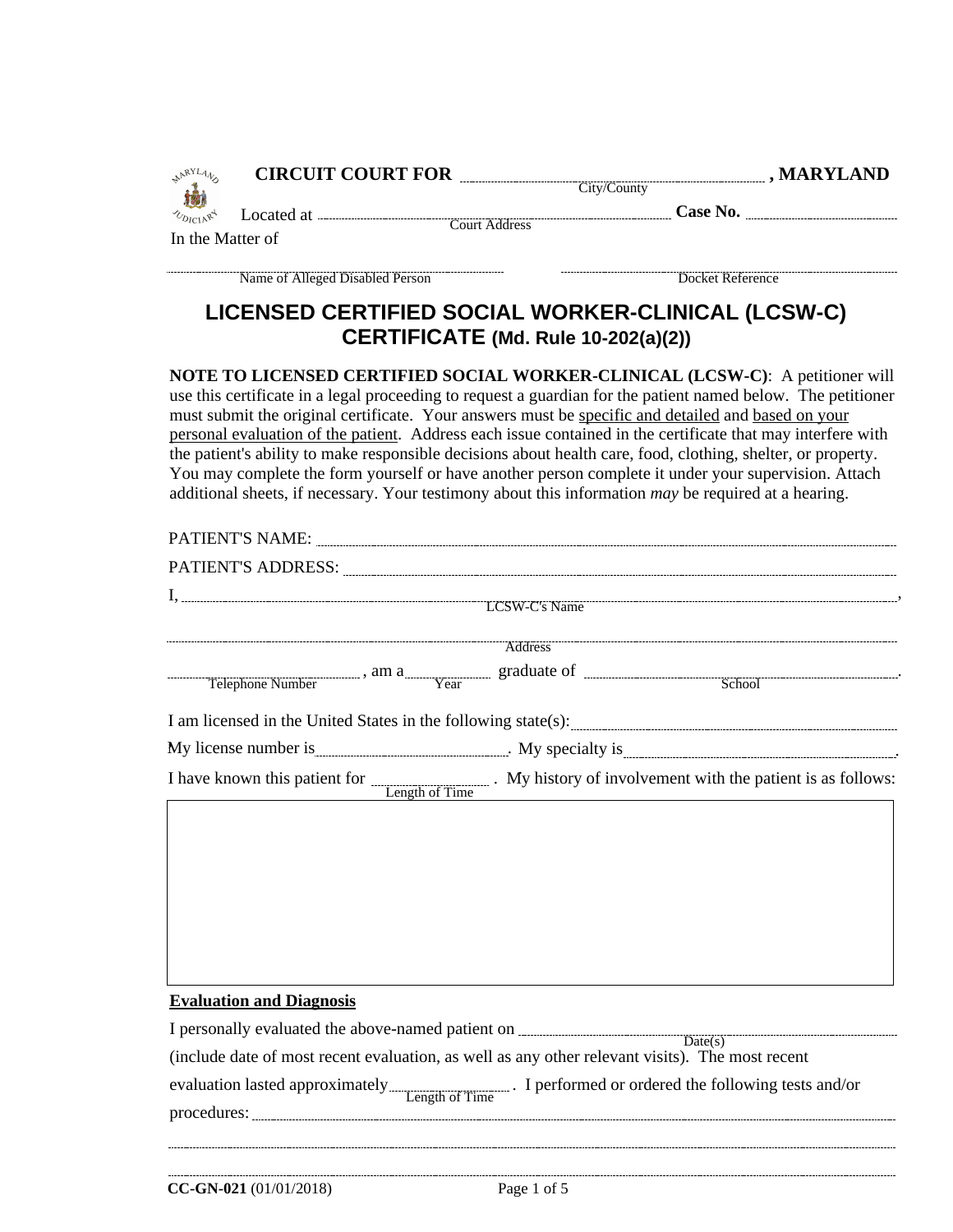**CIRCUIT COURT FOR** ______________________________ **, MARYLAND**
City/County

Located at ______________________________ **Case No.** ______________
Court Address

In the Matter of

______________________________ ______________________________
Name of Alleged Disabled Person Docket Reference

# LICENSED CERTIFIED SOCIAL WORKER-CLINICAL (LCSW-C) CERTIFICATE (Md. Rule 10-202(a)(2))

**NOTE TO LICENSED CERTIFIED SOCIAL WORKER-CLINICAL (LCSW-C)**: A petitioner will use this certificate in a legal proceeding to request a guardian for the patient named below. The petitioner must submit the original certificate. Your answers must be specific and detailed and based on your personal evaluation of the patient. Address each issue contained in the certificate that may interfere with the patient's ability to make responsible decisions about health care, food, clothing, shelter, or property. You may complete the form yourself or have another person complete it under your supervision. Attach additional sheets, if necessary. Your testimony about this information *may* be required at a hearing.

PATIENT'S NAME: ______________________________

PATIENT'S ADDRESS: ______________________________

I, ______________________________,
LCSW-C's Name

______________________________
Address

______________ , am a ________ graduate of ______________________________.
Telephone Number Year School

I am licensed in the United States in the following state(s): ______________________________

My license number is ______________. My specialty is ______________.

I have known this patient for ______________ . My history of involvement with the patient is as follows:
Length of Time

| |
|---|
| |

**Evaluation and Diagnosis**

I personally evaluated the above-named patient on ______________________________
Date(s)

(include date of most recent evaluation, as well as any other relevant visits). The most recent evaluation lasted approximately ______________ . I performed or ordered the following tests and/or procedures: ______________________________
Length of Time

______________________________

______________________________

CC-GN-021 (01/01/2018)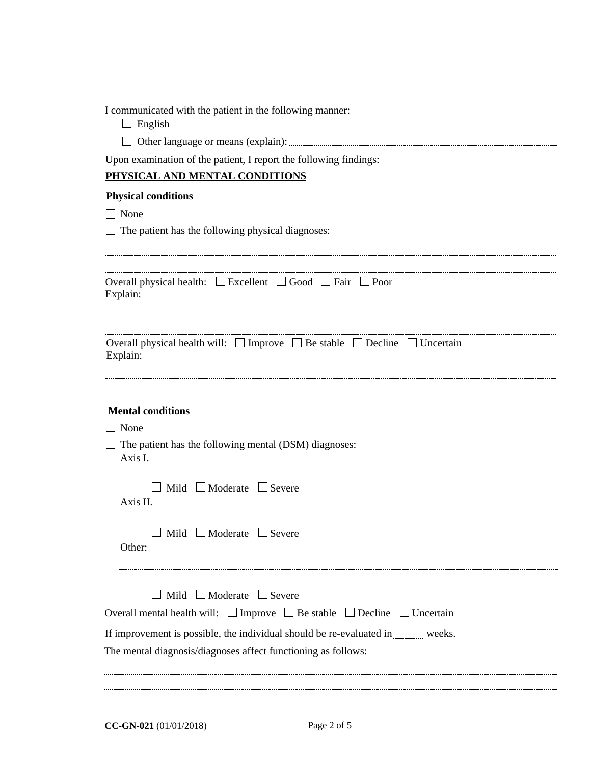I communicated with the patient in the following manner:

- ☐ English
- ☐ Other language or means (explain): ______________________________

Upon examination of the patient, I report the following findings:

## PHYSICAL AND MENTAL CONDITIONS

### Physical conditions

☐ None

☐ The patient has the following physical diagnoses:

______________________________________________________________________

______________________________________________________________________

Overall physical health: ☐ Excellent ☐ Good ☐ Fair ☐ Poor

Explain:

______________________________________________________________________

______________________________________________________________________

Overall physical health will: ☐ Improve ☐ Be stable ☐ Decline ☐ Uncertain

Explain:

______________________________________________________________________

______________________________________________________________________

### Mental conditions

☐ None

☐ The patient has the following mental (DSM) diagnoses:

Axis I.

______________________________________________________________________

☐ Mild ☐ Moderate ☐ Severe

Axis II.

______________________________________________________________________

☐ Mild ☐ Moderate ☐ Severe

Other:

______________________________________________________________________

______________________________________________________________________

☐ Mild ☐ Moderate ☐ Severe

Overall mental health will: ☐ Improve ☐ Be stable ☐ Decline ☐ Uncertain

If improvement is possible, the individual should be re-evaluated in ________ weeks.

The mental diagnosis/diagnoses affect functioning as follows:

______________________________________________________________________

______________________________________________________________________

______________________________________________________________________

**CC-GN-021** (01/01/2018)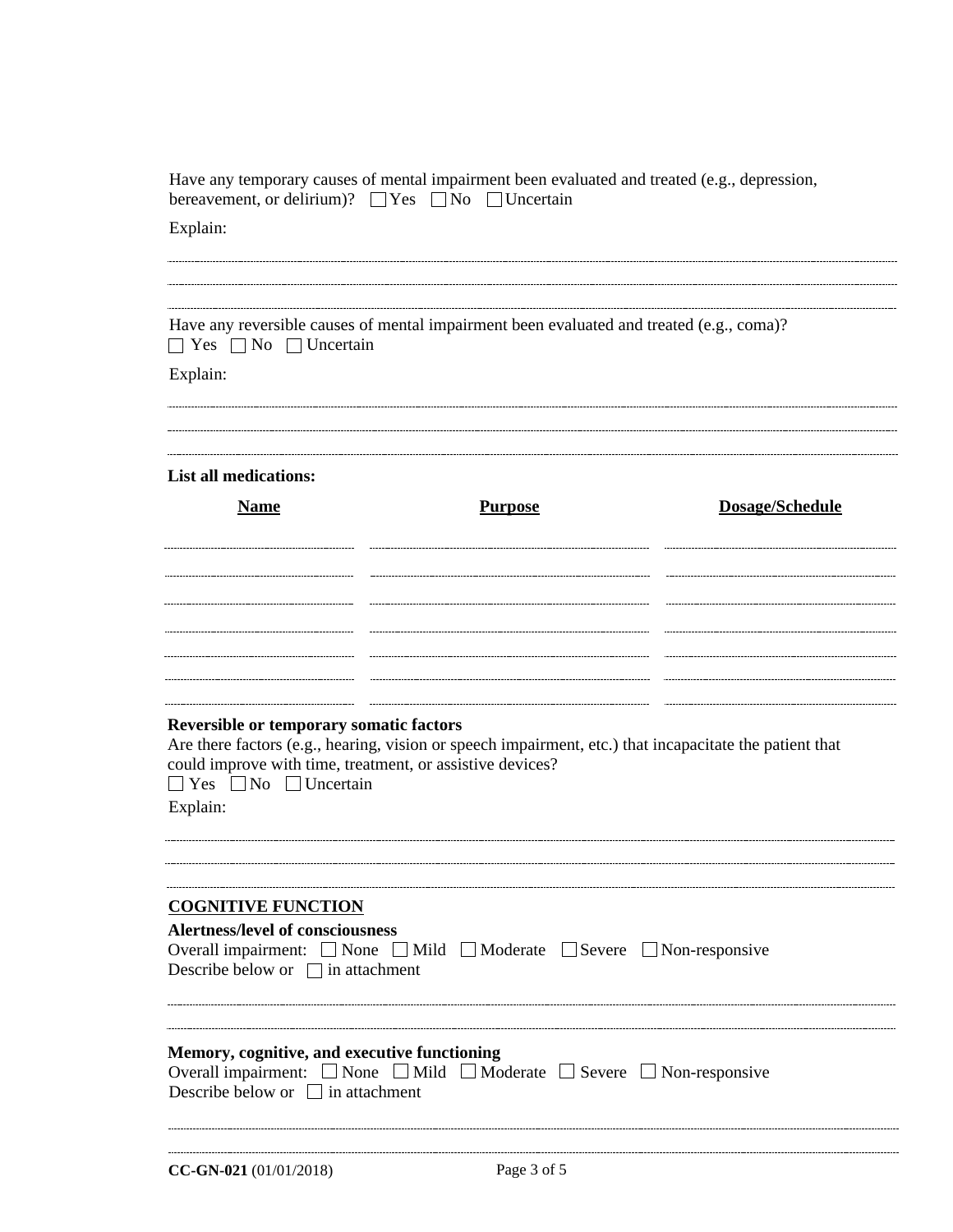Have any temporary causes of mental impairment been evaluated and treated (e.g., depression, bereavement, or delirium)? ☐ Yes ☐ No ☐ Uncertain

Explain:

---

---

---

Have any reversible causes of mental impairment been evaluated and treated (e.g., coma)?
☐ Yes ☐ No ☐ Uncertain

Explain:

---

---

---

**List all medications:**

| Name | Purpose | Dosage/Schedule |
| --- | --- | --- |
| | | |
| | | |
| | | |
| | | |
| | | |
| | | |
| | | |

**Reversible or temporary somatic factors**

Are there factors (e.g., hearing, vision or speech impairment, etc.) that incapacitate the patient that could improve with time, treatment, or assistive devices?
☐ Yes ☐ No ☐ Uncertain

Explain:

---

---

---

## COGNITIVE FUNCTION

**Alertness/level of consciousness**

Overall impairment: ☐ None ☐ Mild ☐ Moderate ☐ Severe ☐ Non-responsive
Describe below or ☐ in attachment

---

---

**Memory, cognitive, and executive functioning**

Overall impairment: ☐ None ☐ Mild ☐ Moderate ☐ Severe ☐ Non-responsive
Describe below or ☐ in attachment

---

---

**CC-GN-021** (01/01/2018)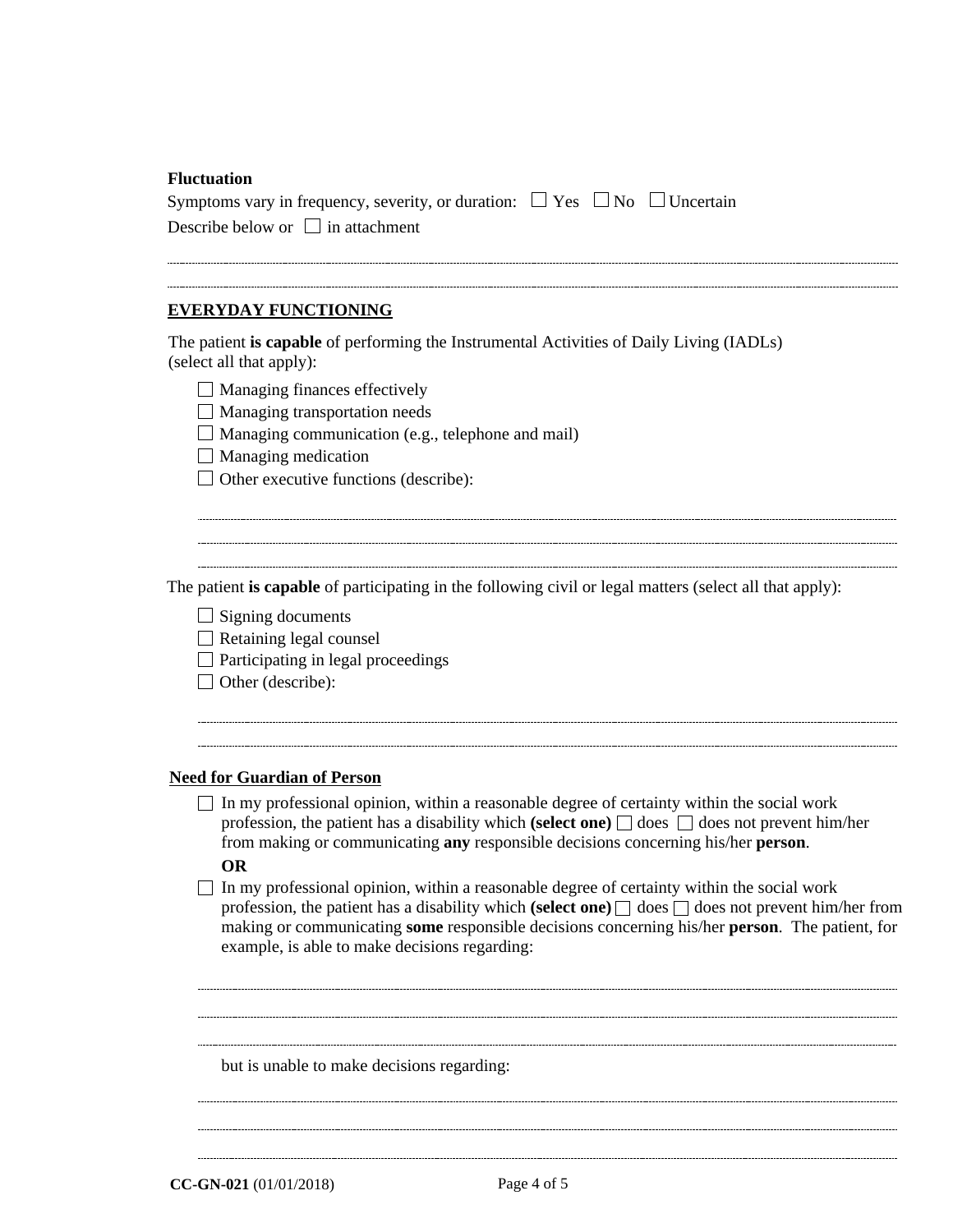**Fluctuation**

Symptoms vary in frequency, severity, or duration: ☐ Yes ☐ No ☐ Uncertain

Describe below or ☐ in attachment

---

---

**EVERYDAY FUNCTIONING**

The patient **is capable** of performing the Instrumental Activities of Daily Living (IADLs) (select all that apply):

- ☐ Managing finances effectively
- ☐ Managing transportation needs
- ☐ Managing communication (e.g., telephone and mail)
- ☐ Managing medication
- ☐ Other executive functions (describe):

---

---

---

The patient **is capable** of participating in the following civil or legal matters (select all that apply):

- ☐ Signing documents
- ☐ Retaining legal counsel
- ☐ Participating in legal proceedings
- ☐ Other (describe):

---

---

**Need for Guardian of Person**

☐ In my professional opinion, within a reasonable degree of certainty within the social work profession, the patient has a disability which **(select one)** ☐ does ☐ does not prevent him/her from making or communicating **any** responsible decisions concerning his/her **person**.

**OR**

☐ In my professional opinion, within a reasonable degree of certainty within the social work profession, the patient has a disability which **(select one)** ☐ does ☐ does not prevent him/her from making or communicating **some** responsible decisions concerning his/her **person**. The patient, for example, is able to make decisions regarding:

---

---

---

but is unable to make decisions regarding:

---

---

---

**CC-GN-021** (01/01/2018)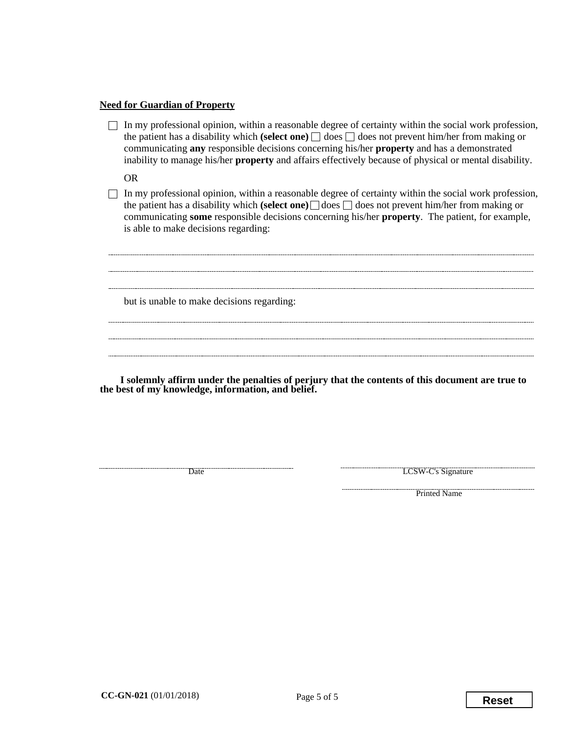**Need for Guardian of Property**

☐ In my professional opinion, within a reasonable degree of certainty within the social work profession, the patient has a disability which **(select one)** ☐ does ☐ does not prevent him/her from making or communicating **any** responsible decisions concerning his/her **property** and has a demonstrated inability to manage his/her **property** and affairs effectively because of physical or mental disability.

OR

☐ In my professional opinion, within a reasonable degree of certainty within the social work profession, the patient has a disability which **(select one)** ☐ does ☐ does not prevent him/her from making or communicating **some** responsible decisions concerning his/her **property**. The patient, for example, is able to make decisions regarding:

_______________________________________________

_______________________________________________

_______________________________________________

but is unable to make decisions regarding:

_______________________________________________

_______________________________________________

_______________________________________________

**I solemnly affirm under the penalties of perjury that the contents of this document are true to the best of my knowledge, information, and belief.**

_______________________ Date

_______________________ LCSW-C's Signature

_______________________ Printed Name

**CC-GN-021** (01/01/2018)

Reset